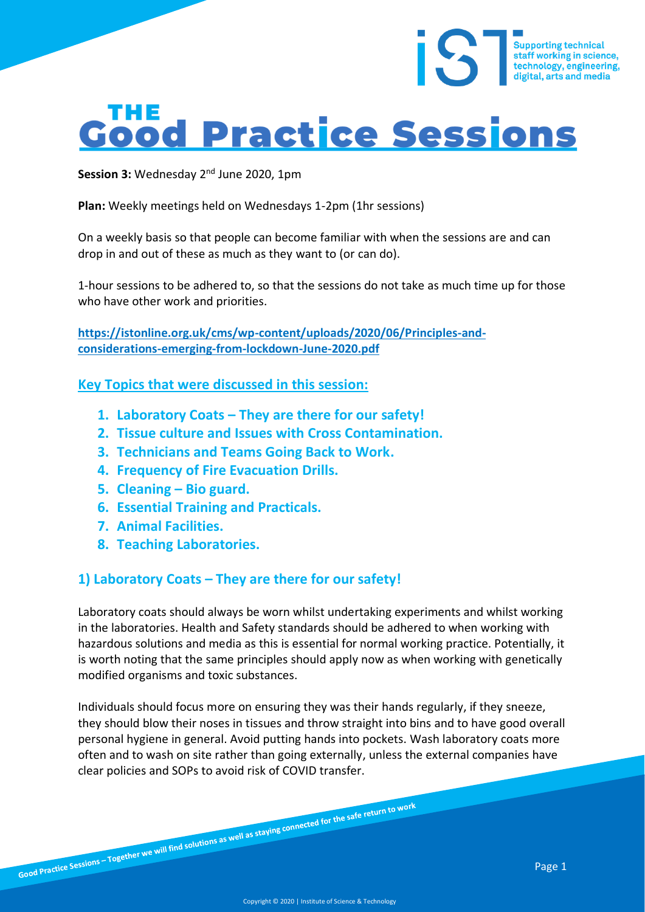# THE Good Practice Sessions

**Session 3:** Wednesday 2nd June 2020, 1pm

**Plan:** Weekly meetings held on Wednesdays 1-2pm (1hr sessions)

On a weekly basis so that people can become familiar with when the sessions are and can drop in and out of these as much as they want to (or can do).

1-hour sessions to be adhered to, so that the sessions do not take as much time up for those who have other work and priorities.

**https://istonline.org.uk/cms/wp-content/uploads/2020/06/Principles-and-considerations-emerging-from-lockdown-June-2020.pdf**

## Key Topics that were discussed in this session:

1. **Laboratory Coats – They are there for our safety!**
2. **Tissue culture and Issues with Cross Contamination.**
3. **Technicians and Teams Going Back to Work.**
4. **Frequency of Fire Evacuation Drills.**
5. **Cleaning – Bio guard.**
6. **Essential Training and Practicals.**
7. **Animal Facilities.**
8. **Teaching Laboratories.**

## 1) Laboratory Coats – They are there for our safety!

Laboratory coats should always be worn whilst undertaking experiments and whilst working in the laboratories. Health and Safety standards should be adhered to when working with hazardous solutions and media as this is essential for normal working practice. Potentially, it is worth noting that the same principles should apply now as when working with genetically modified organisms and toxic substances.

Individuals should focus more on ensuring they was their hands regularly, if they sneeze, they should blow their noses in tissues and throw straight into bins and to have good overall personal hygiene in general. Avoid putting hands into pockets. Wash laboratory coats more often and to wash on site rather than going externally, unless the external companies have clear policies and SOPs to avoid risk of COVID transfer.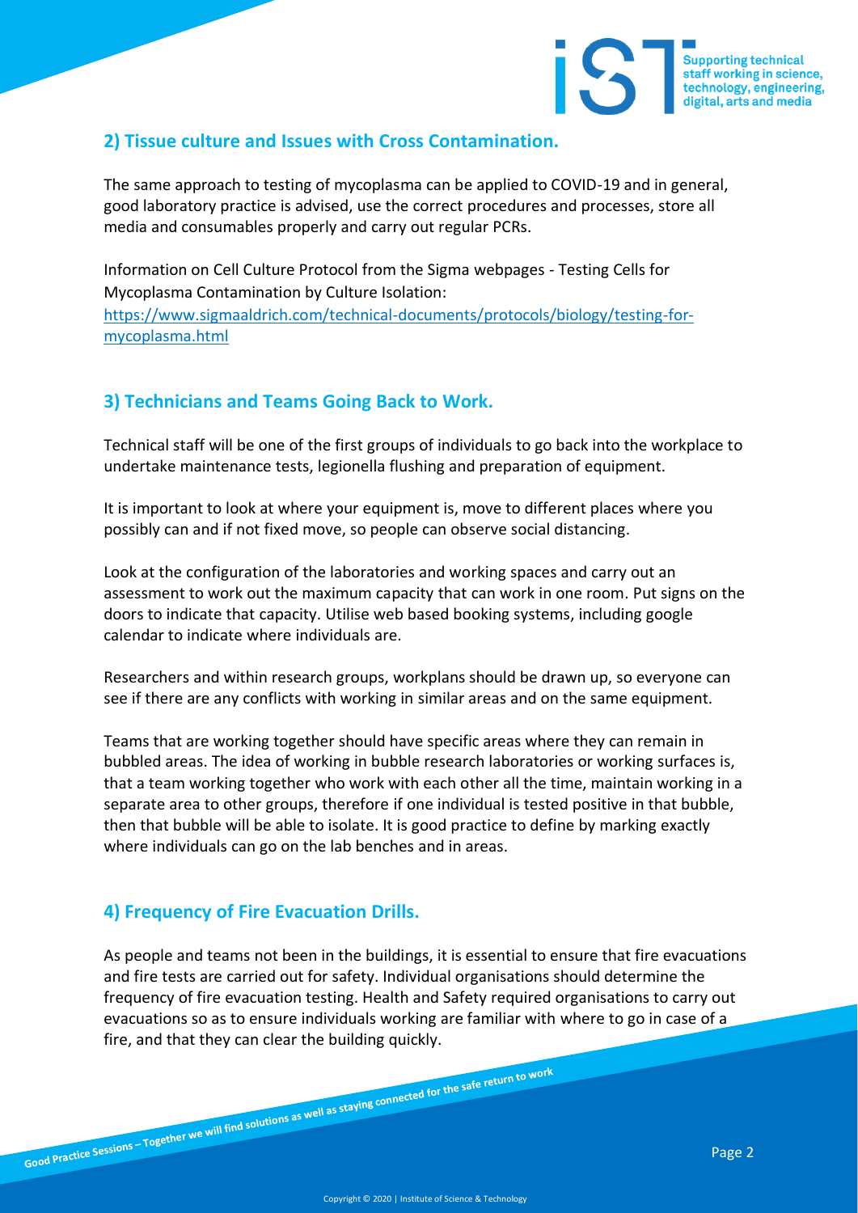## 2) Tissue culture and Issues with Cross Contamination.

The same approach to testing of mycoplasma can be applied to COVID-19 and in general, good laboratory practice is advised, use the correct procedures and processes, store all media and consumables properly and carry out regular PCRs.

Information on Cell Culture Protocol from the Sigma webpages - Testing Cells for Mycoplasma Contamination by Culture Isolation: [https://www.sigmaaldrich.com/technical-documents/protocols/biology/testing-for-mycoplasma.html](https://www.sigmaaldrich.com/technical-documents/protocols/biology/testing-for-mycoplasma.html)

## 3) Technicians and Teams Going Back to Work.

Technical staff will be one of the first groups of individuals to go back into the workplace to undertake maintenance tests, legionella flushing and preparation of equipment.

It is important to look at where your equipment is, move to different places where you possibly can and if not fixed move, so people can observe social distancing.

Look at the configuration of the laboratories and working spaces and carry out an assessment to work out the maximum capacity that can work in one room. Put signs on the doors to indicate that capacity. Utilise web based booking systems, including google calendar to indicate where individuals are.

Researchers and within research groups, workplans should be drawn up, so everyone can see if there are any conflicts with working in similar areas and on the same equipment.

Teams that are working together should have specific areas where they can remain in bubbled areas. The idea of working in bubble research laboratories or working surfaces is, that a team working together who work with each other all the time, maintain working in a separate area to other groups, therefore if one individual is tested positive in that bubble, then that bubble will be able to isolate. It is good practice to define by marking exactly where individuals can go on the lab benches and in areas.

## 4) Frequency of Fire Evacuation Drills.

As people and teams not been in the buildings, it is essential to ensure that fire evacuations and fire tests are carried out for safety. Individual organisations should determine the frequency of fire evacuation testing. Health and Safety required organisations to carry out evacuations so as to ensure individuals working are familiar with where to go in case of a fire, and that they can clear the building quickly.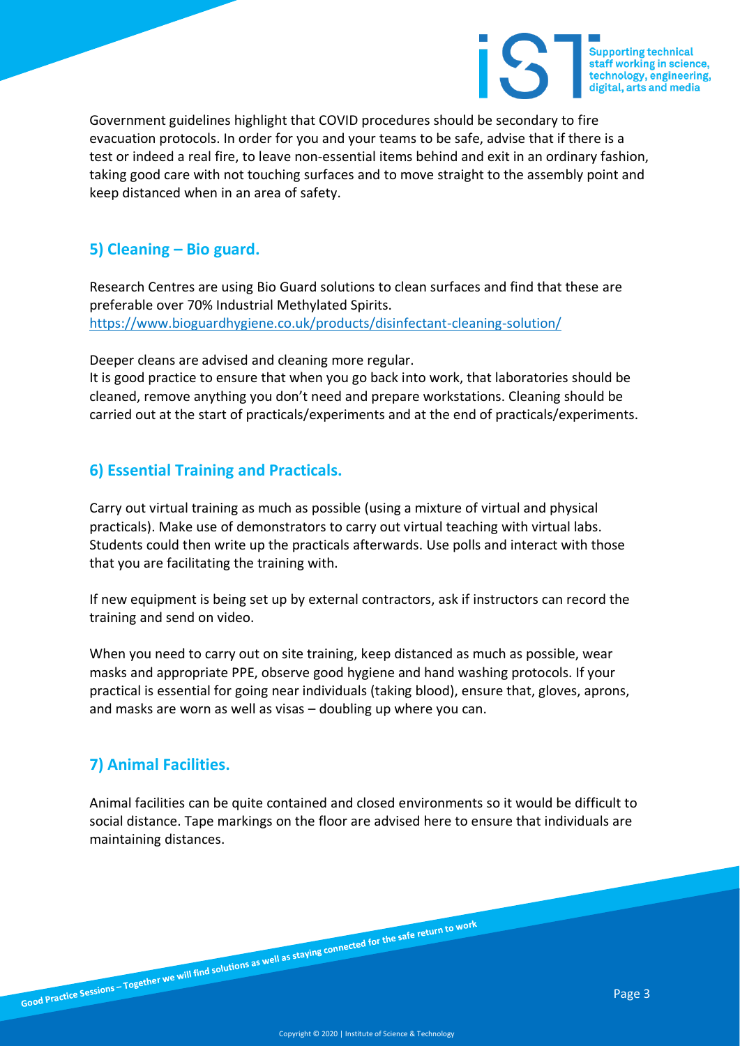Government guidelines highlight that COVID procedures should be secondary to fire evacuation protocols. In order for you and your teams to be safe, advise that if there is a test or indeed a real fire, to leave non-essential items behind and exit in an ordinary fashion, taking good care with not touching surfaces and to move straight to the assembly point and keep distanced when in an area of safety.

## 5) Cleaning – Bio guard.

Research Centres are using Bio Guard solutions to clean surfaces and find that these are preferable over 70% Industrial Methylated Spirits.
https://www.bioguardhygiene.co.uk/products/disinfectant-cleaning-solution/

Deeper cleans are advised and cleaning more regular.
It is good practice to ensure that when you go back into work, that laboratories should be cleaned, remove anything you don't need and prepare workstations. Cleaning should be carried out at the start of practicals/experiments and at the end of practicals/experiments.

## 6) Essential Training and Practicals.

Carry out virtual training as much as possible (using a mixture of virtual and physical practicals). Make use of demonstrators to carry out virtual teaching with virtual labs. Students could then write up the practicals afterwards. Use polls and interact with those that you are facilitating the training with.

If new equipment is being set up by external contractors, ask if instructors can record the training and send on video.

When you need to carry out on site training, keep distanced as much as possible, wear masks and appropriate PPE, observe good hygiene and hand washing protocols. If your practical is essential for going near individuals (taking blood), ensure that, gloves, aprons, and masks are worn as well as visas – doubling up where you can.

## 7) Animal Facilities.

Animal facilities can be quite contained and closed environments so it would be difficult to social distance. Tape markings on the floor are advised here to ensure that individuals are maintaining distances.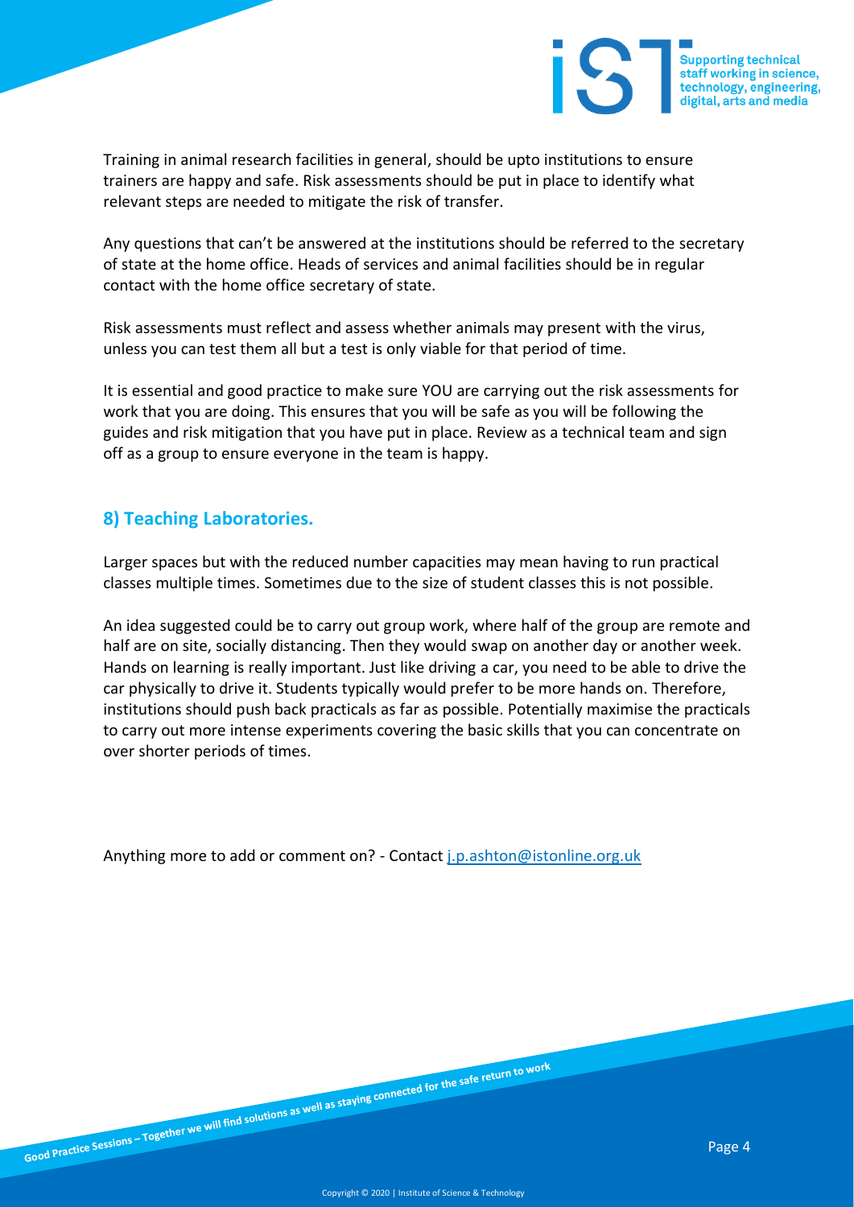Training in animal research facilities in general, should be upto institutions to ensure trainers are happy and safe. Risk assessments should be put in place to identify what relevant steps are needed to mitigate the risk of transfer.

Any questions that can't be answered at the institutions should be referred to the secretary of state at the home office. Heads of services and animal facilities should be in regular contact with the home office secretary of state.

Risk assessments must reflect and assess whether animals may present with the virus, unless you can test them all but a test is only viable for that period of time.

It is essential and good practice to make sure YOU are carrying out the risk assessments for work that you are doing. This ensures that you will be safe as you will be following the guides and risk mitigation that you have put in place. Review as a technical team and sign off as a group to ensure everyone in the team is happy.

## 8) Teaching Laboratories.

Larger spaces but with the reduced number capacities may mean having to run practical classes multiple times. Sometimes due to the size of student classes this is not possible.

An idea suggested could be to carry out group work, where half of the group are remote and half are on site, socially distancing. Then they would swap on another day or another week. Hands on learning is really important. Just like driving a car, you need to be able to drive the car physically to drive it. Students typically would prefer to be more hands on. Therefore, institutions should push back practicals as far as possible. Potentially maximise the practicals to carry out more intense experiments covering the basic skills that you can concentrate on over shorter periods of times.

Anything more to add or comment on? - Contact j.p.ashton@istonline.org.uk